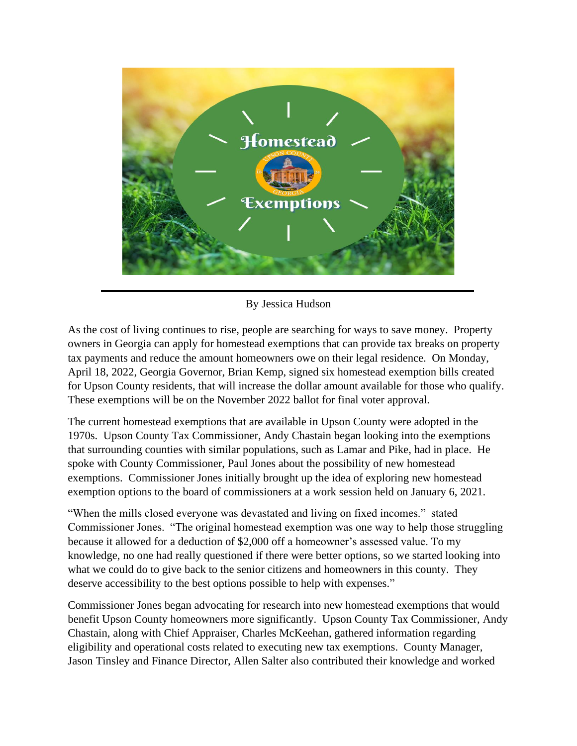# Homestead Exemptions

By Jessica Hudson

As the cost of living continues to rise, people are searching for ways to save money. Property owners in Georgia can apply for homestead exemptions that can provide tax breaks on property tax payments and reduce the amount homeowners owe on their legal residence. On Monday, April 18, 2022, Georgia Governor, Brian Kemp, signed six homestead exemption bills created for Upson County residents, that will increase the dollar amount available for those who qualify. These exemptions will be on the November 2022 ballot for final voter approval.

The current homestead exemptions that are available in Upson County were adopted in the 1970s. Upson County Tax Commissioner, Andy Chastain began looking into the exemptions that surrounding counties with similar populations, such as Lamar and Pike, had in place. He spoke with County Commissioner, Paul Jones about the possibility of new homestead exemptions. Commissioner Jones initially brought up the idea of exploring new homestead exemption options to the board of commissioners at a work session held on January 6, 2021.

"When the mills closed everyone was devastated and living on fixed incomes." stated Commissioner Jones. "The original homestead exemption was one way to help those struggling because it allowed for a deduction of $2,000 off a homeowner's assessed value. To my knowledge, no one had really questioned if there were better options, so we started looking into what we could do to give back to the senior citizens and homeowners in this county. They deserve accessibility to the best options possible to help with expenses."

Commissioner Jones began advocating for research into new homestead exemptions that would benefit Upson County homeowners more significantly. Upson County Tax Commissioner, Andy Chastain, along with Chief Appraiser, Charles McKeehan, gathered information regarding eligibility and operational costs related to executing new tax exemptions. County Manager, Jason Tinsley and Finance Director, Allen Salter also contributed their knowledge and worked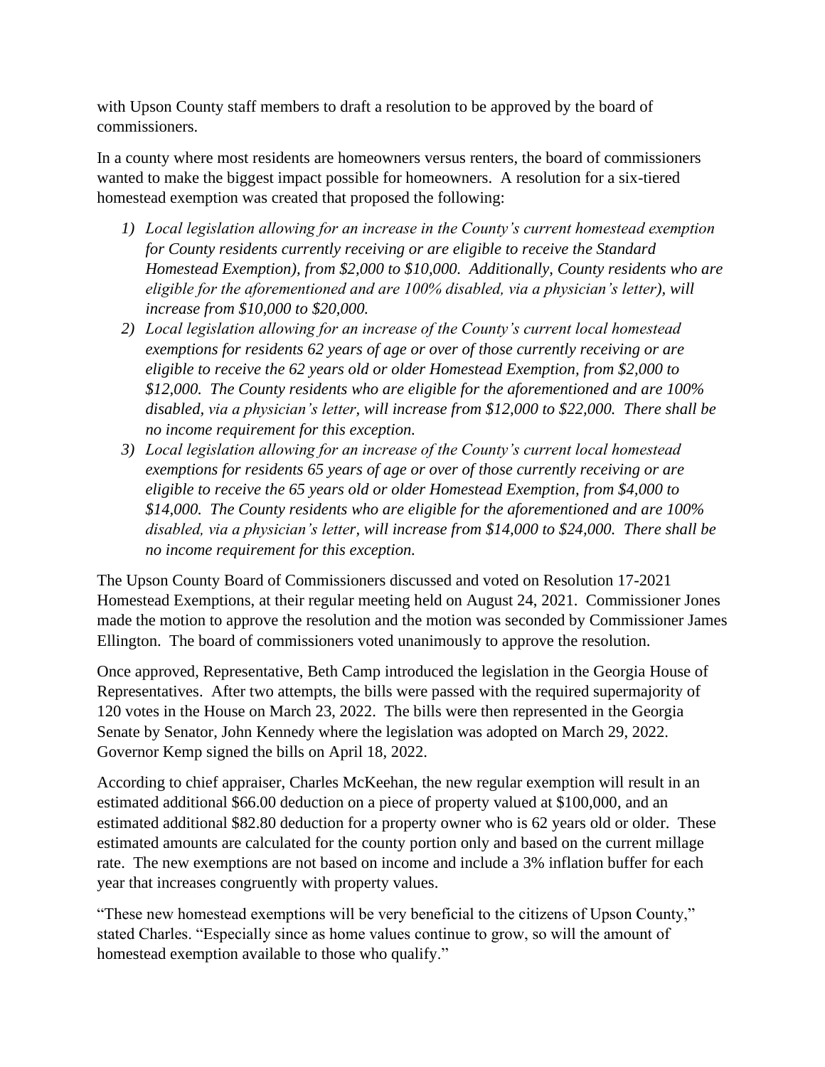with Upson County staff members to draft a resolution to be approved by the board of commissioners.

In a county where most residents are homeowners versus renters, the board of commissioners wanted to make the biggest impact possible for homeowners. A resolution for a six-tiered homestead exemption was created that proposed the following:

1) *Local legislation allowing for an increase in the County's current homestead exemption for County residents currently receiving or are eligible to receive the Standard Homestead Exemption), from $2,000 to $10,000. Additionally, County residents who are eligible for the aforementioned and are 100% disabled, via a physician's letter), will increase from $10,000 to $20,000.*
2) *Local legislation allowing for an increase of the County's current local homestead exemptions for residents 62 years of age or over of those currently receiving or are eligible to receive the 62 years old or older Homestead Exemption, from $2,000 to $12,000. The County residents who are eligible for the aforementioned and are 100% disabled, via a physician's letter, will increase from $12,000 to $22,000. There shall be no income requirement for this exception.*
3) *Local legislation allowing for an increase of the County's current local homestead exemptions for residents 65 years of age or over of those currently receiving or are eligible to receive the 65 years old or older Homestead Exemption, from $4,000 to $14,000. The County residents who are eligible for the aforementioned and are 100% disabled, via a physician's letter, will increase from $14,000 to $24,000. There shall be no income requirement for this exception.*

The Upson County Board of Commissioners discussed and voted on Resolution 17-2021 Homestead Exemptions, at their regular meeting held on August 24, 2021. Commissioner Jones made the motion to approve the resolution and the motion was seconded by Commissioner James Ellington. The board of commissioners voted unanimously to approve the resolution.

Once approved, Representative, Beth Camp introduced the legislation in the Georgia House of Representatives. After two attempts, the bills were passed with the required supermajority of 120 votes in the House on March 23, 2022. The bills were then represented in the Georgia Senate by Senator, John Kennedy where the legislation was adopted on March 29, 2022. Governor Kemp signed the bills on April 18, 2022.

According to chief appraiser, Charles McKeehan, the new regular exemption will result in an estimated additional $66.00 deduction on a piece of property valued at $100,000, and an estimated additional $82.80 deduction for a property owner who is 62 years old or older. These estimated amounts are calculated for the county portion only and based on the current millage rate. The new exemptions are not based on income and include a 3% inflation buffer for each year that increases congruently with property values.

"These new homestead exemptions will be very beneficial to the citizens of Upson County," stated Charles. "Especially since as home values continue to grow, so will the amount of homestead exemption available to those who qualify."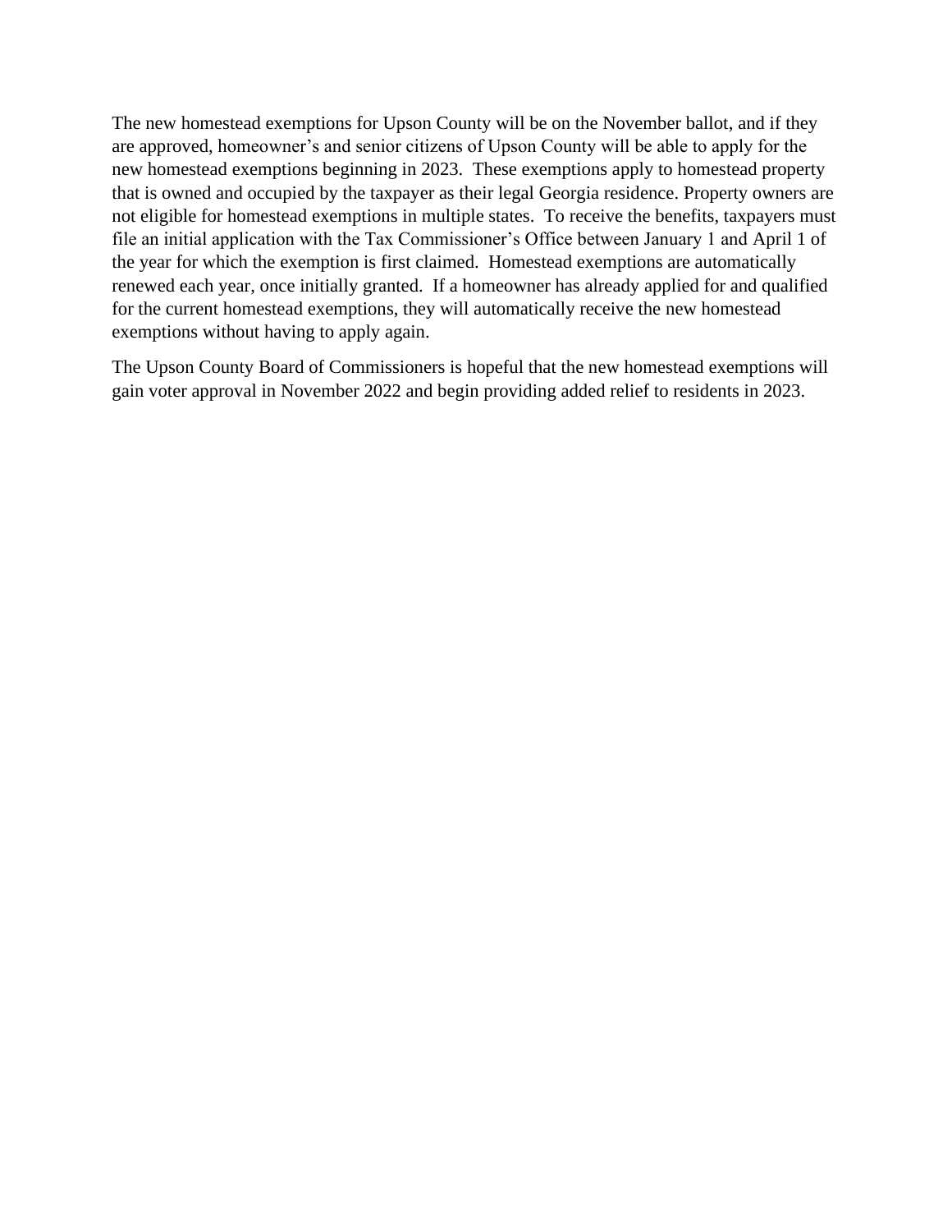The new homestead exemptions for Upson County will be on the November ballot, and if they are approved, homeowner's and senior citizens of Upson County will be able to apply for the new homestead exemptions beginning in 2023. These exemptions apply to homestead property that is owned and occupied by the taxpayer as their legal Georgia residence. Property owners are not eligible for homestead exemptions in multiple states. To receive the benefits, taxpayers must file an initial application with the Tax Commissioner's Office between January 1 and April 1 of the year for which the exemption is first claimed. Homestead exemptions are automatically renewed each year, once initially granted. If a homeowner has already applied for and qualified for the current homestead exemptions, they will automatically receive the new homestead exemptions without having to apply again.

The Upson County Board of Commissioners is hopeful that the new homestead exemptions will gain voter approval in November 2022 and begin providing added relief to residents in 2023.